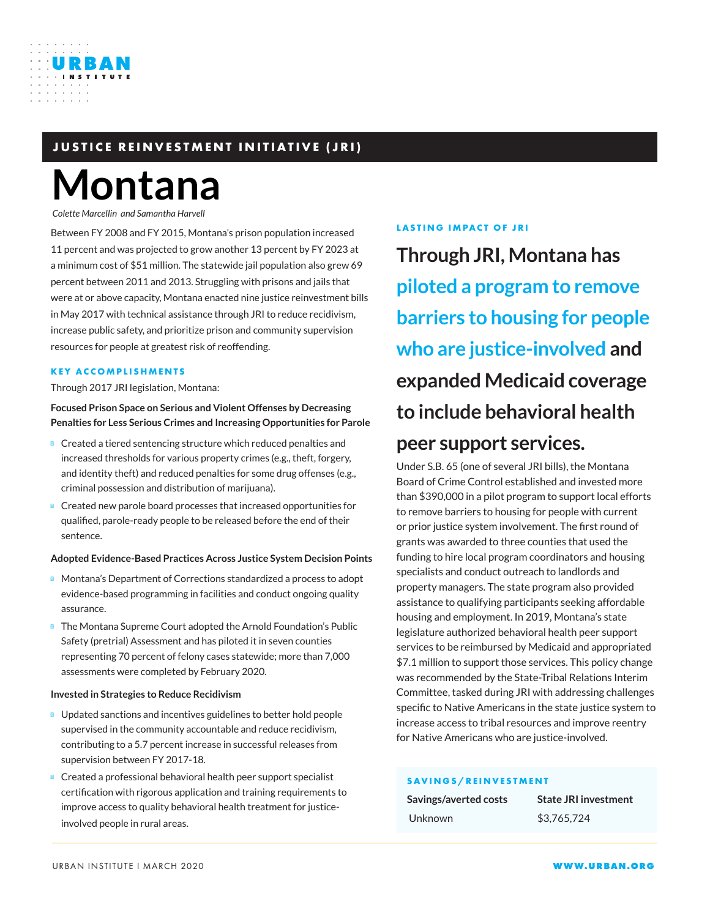JUSTICE REINVESTMENT INITIATIVE (JRI)

# Montana

*Colette Marcellin and Samantha Harvell*

Between FY 2008 and FY 2015, Montana's prison population increased 11 percent and was projected to grow another 13 percent by FY 2023 at a minimum cost of $51 million. The statewide jail population also grew 69 percent between 2011 and 2013. Struggling with prisons and jails that were at or above capacity, Montana enacted nine justice reinvestment bills in May 2017 with technical assistance through JRI to reduce recidivism, increase public safety, and prioritize prison and community supervision resources for people at greatest risk of reoffending.

## KEY ACCOMPLISHMENTS

Through 2017 JRI legislation, Montana:

**Focused Prison Space on Serious and Violent Offenses by Decreasing Penalties for Less Serious Crimes and Increasing Opportunities for Parole**

- Created a tiered sentencing structure which reduced penalties and increased thresholds for various property crimes (e.g., theft, forgery, and identity theft) and reduced penalties for some drug offenses (e.g., criminal possession and distribution of marijuana).
- Created new parole board processes that increased opportunities for qualified, parole-ready people to be released before the end of their sentence.

**Adopted Evidence-Based Practices Across Justice System Decision Points**

- Montana's Department of Corrections standardized a process to adopt evidence-based programming in facilities and conduct ongoing quality assurance.
- The Montana Supreme Court adopted the Arnold Foundation's Public Safety (pretrial) Assessment and has piloted it in seven counties representing 70 percent of felony cases statewide; more than 7,000 assessments were completed by February 2020.

**Invested in Strategies to Reduce Recidivism**

- Updated sanctions and incentives guidelines to better hold people supervised in the community accountable and reduce recidivism, contributing to a 5.7 percent increase in successful releases from supervision between FY 2017-18.
- Created a professional behavioral health peer support specialist certification with rigorous application and training requirements to improve access to quality behavioral health treatment for justice-involved people in rural areas.

## LASTING IMPACT OF JRI

**Through JRI, Montana has piloted a program to remove barriers to housing for people who are justice-involved and expanded Medicaid coverage to include behavioral health peer support services.**

Under S.B. 65 (one of several JRI bills), the Montana Board of Crime Control established and invested more than $390,000 in a pilot program to support local efforts to remove barriers to housing for people with current or prior justice system involvement. The first round of grants was awarded to three counties that used the funding to hire local program coordinators and housing specialists and conduct outreach to landlords and property managers. The state program also provided assistance to qualifying participants seeking affordable housing and employment. In 2019, Montana's state legislature authorized behavioral health peer support services to be reimbursed by Medicaid and appropriated $7.1 million to support those services. This policy change was recommended by the State-Tribal Relations Interim Committee, tasked during JRI with addressing challenges specific to Native Americans in the state justice system to increase access to tribal resources and improve reentry for Native Americans who are justice-involved.

## SAVINGS/REINVESTMENT

| Savings/averted costs | State JRI investment |
| --- | --- |
| Unknown | $3,765,724 |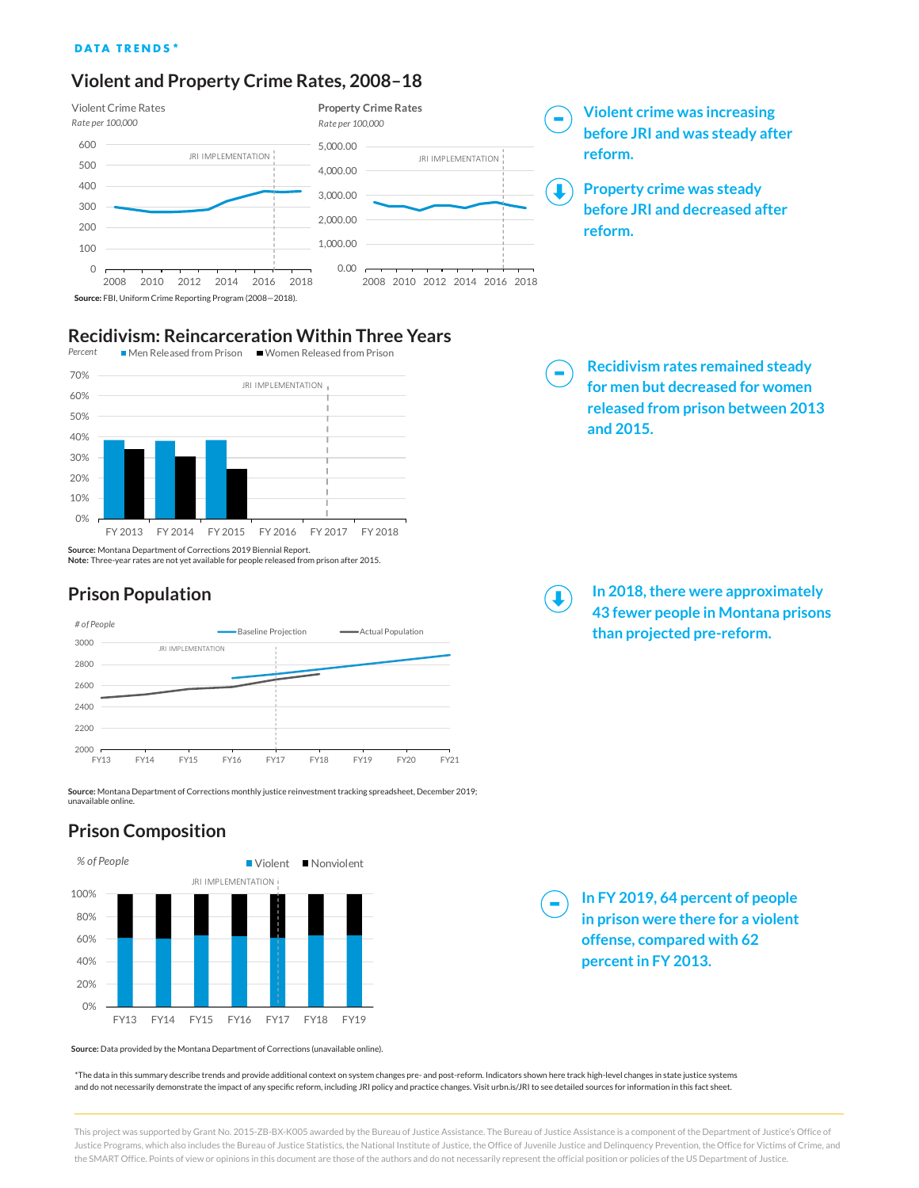DATA TRENDS*

## Violent and Property Crime Rates, 2008–18

Violent Crime Rates
*Rate per 100,000*

600
500
400
300
200
100
0
2008 2010 2012 2014 2016 2018
JRI IMPLEMENTATION

Property Crime Rates
*Rate per 100,000*

5,000.00
4,000.00
3,000.00
2,000.00
1,000.00
0.00
2008 2010 2012 2014 2016 2018
JRI IMPLEMENTATION

**Source:** FBI, Uniform Crime Reporting Program (2008—2018).

**Violent crime was increasing before JRI and was steady after reform.**

**Property crime was steady before JRI and decreased after reform.**

## Recidivism: Reincarceration Within Three Years

*Percent*
Men Released from Prison
Women Released from Prison

70%
60%
50%
40%
30%
20%
10%
0%
FY 2013 FY 2014 FY 2015 FY 2016 FY 2017 FY 2018
JRI IMPLEMENTATION

**Source:** Montana Department of Corrections 2019 Biennial Report.
**Note:** Three-year rates are not yet available for people released from prison after 2015.

**Recidivism rates remained steady for men but decreased for women released from prison between 2013 and 2015.**

## Prison Population

*# of People*
Baseline Projection
Actual Population

3000
2800
2600
2400
2200
2000
FY13 FY14 FY15 FY16 FY17 FY18 FY19 FY20 FY21
JRI IMPLEMENTATION

**Source:** Montana Department of Corrections monthly justice reinvestment tracking spreadsheet, December 2019; unavailable online.

**In 2018, there were approximately 43 fewer people in Montana prisons than projected pre-reform.**

## Prison Composition

*% of People*
Violent
Nonviolent

100%
80%
60%
40%
20%
0%
FY13 FY14 FY15 FY16 FY17 FY18 FY19
JRI IMPLEMENTATION

**Source:** Data provided by the Montana Department of Corrections (unavailable online).

**In FY 2019, 64 percent of people in prison were there for a violent offense, compared with 62 percent in FY 2013.**

*The data in this summary describe trends and provide additional context on system changes pre- and post-reform. Indicators shown here track high-level changes in state justice systems and do not necessarily demonstrate the impact of any specific reform, including JRI policy and practice changes. Visit urbn.is/JRI to see detailed sources for information in this fact sheet.

This project was supported by Grant No. 2015-ZB-BX-K005 awarded by the Bureau of Justice Assistance. The Bureau of Justice Assistance is a component of the Department of Justice's Office of Justice Programs, which also includes the Bureau of Justice Statistics, the National Institute of Justice, the Office of Juvenile Justice and Delinquency Prevention, the Office for Victims of Crime, and the SMART Office. Points of view or opinions in this document are those of the authors and do not necessarily represent the official position or policies of the US Department of Justice.